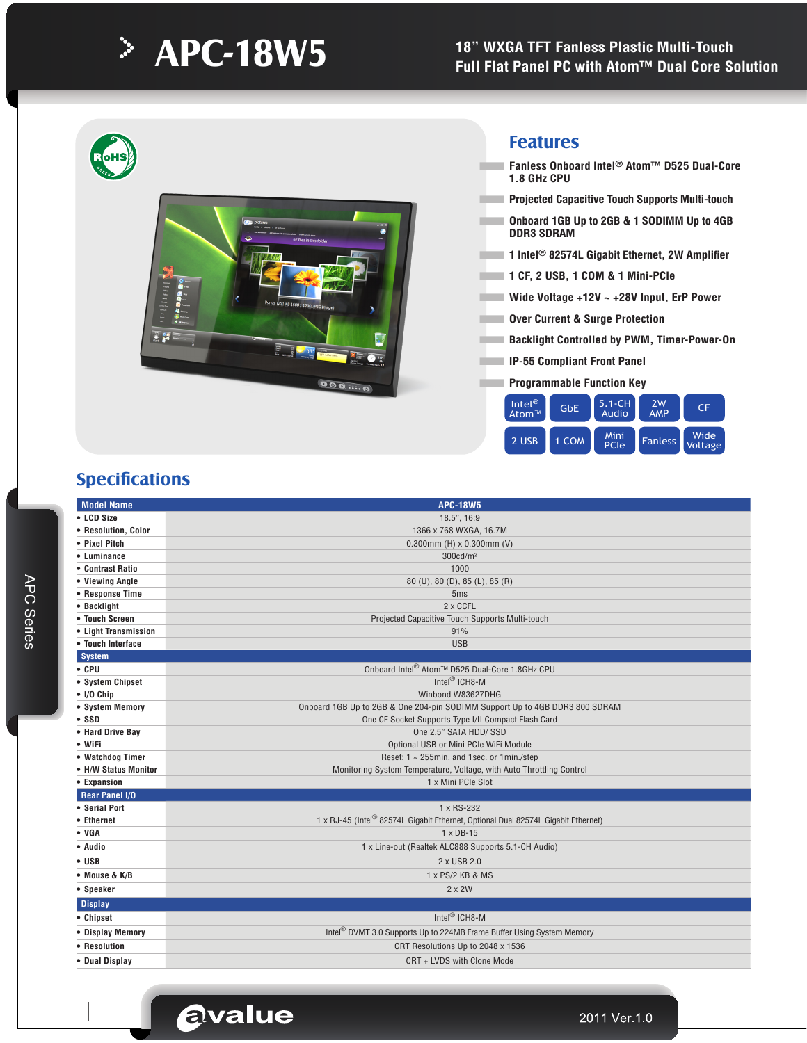# APC-18W5

**18" WXGA TFT Fanless Plastic Multi-Touch Full Flat Panel PC with Atom™ Dual Core Solution**

## Features

- Fanless Onboard Intel® Atom™ D525 Dual-Core 1.8 GHz CPU
- Projected Capacitive Touch Supports Multi-touch
- Onboard 1GB Up to 2GB & 1 SODIMM Up to 4GB DDR3 SDRAM
- 1 Intel® 82574L Gigabit Ethernet, 2W Amplifier
- 1 CF, 2 USB, 1 COM & 1 Mini-PCIe
- Wide Voltage +12V ~ +28V Input, ErP Power
- Over Current & Surge Protection
- Backlight Controlled by PWM, Timer-Power-On
- IP-55 Compliant Front Panel
- Programmable Function Key

Intel® Atom™ | GbE | 5.1-CH Audio | 2W AMP | CF | 2 USB | 1 COM | Mini PCIe | Fanless | Wide Voltage

## Specifications

| Model Name | APC-18W5 |
|---|---|
| • LCD Size | 18.5", 16:9 |
| • Resolution, Color | 1366 x 768 WXGA, 16.7M |
| • Pixel Pitch | 0.300mm (H) x 0.300mm (V) |
| • Luminance | 300cd/m² |
| • Contrast Ratio | 1000 |
| • Viewing Angle | 80 (U), 80 (D), 85 (L), 85 (R) |
| • Response Time | 5ms |
| • Backlight | 2 x CCFL |
| • Touch Screen | Projected Capacitive Touch Supports Multi-touch |
| • Light Transmission | 91% |
| • Touch Interface | USB |
| **System** | |
| • CPU | Onboard Intel® Atom™ D525 Dual-Core 1.8GHz CPU |
| • System Chipset | Intel® ICH8-M |
| • I/O Chip | Winbond W83627DHG |
| • System Memory | Onboard 1GB Up to 2GB & One 204-pin SODIMM Support Up to 4GB DDR3 800 SDRAM |
| • SSD | One CF Socket Supports Type I/II Compact Flash Card |
| • Hard Drive Bay | One 2.5" SATA HDD/ SSD |
| • WiFi | Optional USB or Mini PCIe WiFi Module |
| • Watchdog Timer | Reset: 1 ~ 255min. and 1sec. or 1min./step |
| • H/W Status Monitor | Monitoring System Temperature, Voltage, with Auto Throttling Control |
| • Expansion | 1 x Mini PCIe Slot |
| **Rear Panel I/O** | |
| • Serial Port | 1 x RS-232 |
| • Ethernet | 1 x RJ-45 (Intel® 82574L Gigabit Ethernet, Optional Dual 82574L Gigabit Ethernet) |
| • VGA | 1 x DB-15 |
| • Audio | 1 x Line-out (Realtek ALC888 Supports 5.1-CH Audio) |
| • USB | 2 x USB 2.0 |
| • Mouse & K/B | 1 x PS/2 KB & MS |
| • Speaker | 2 x 2W |
| **Display** | |
| • Chipset | Intel® ICH8-M |
| • Display Memory | Intel® DVMT 3.0 Supports Up to 224MB Frame Buffer Using System Memory |
| • Resolution | CRT Resolutions Up to 2048 x 1536 |
| • Dual Display | CRT + LVDS with Clone Mode |

avalue 2011 Ver.1.0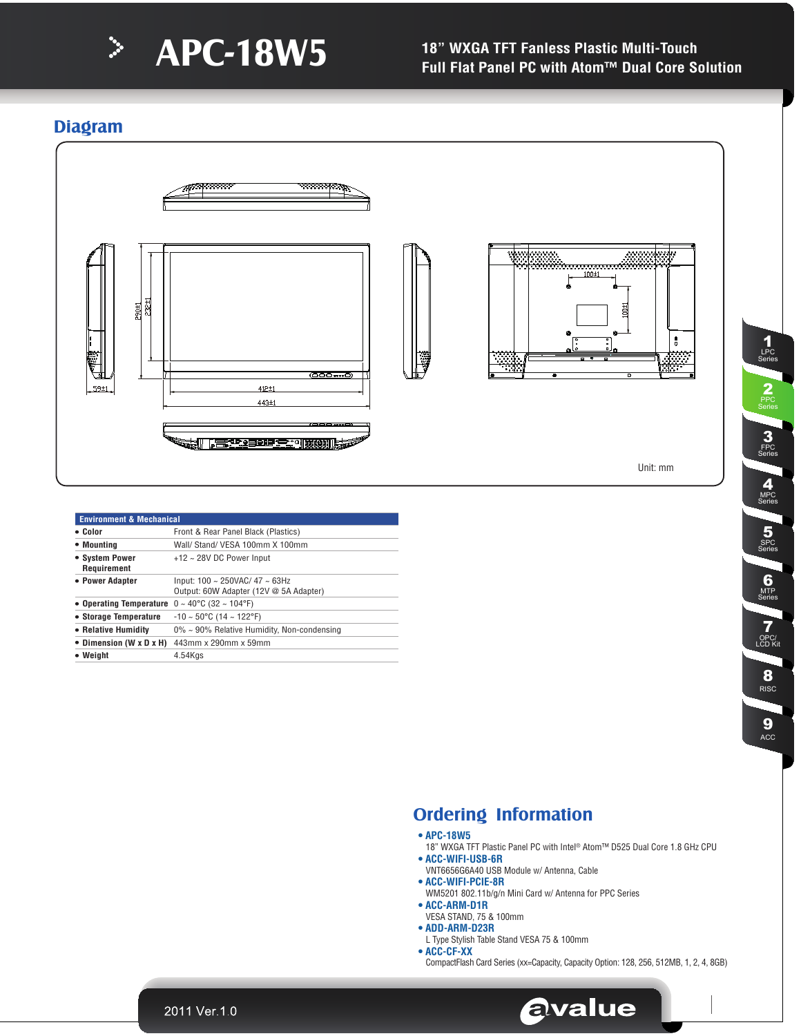# APC-18W5

18" WXGA TFT Fanless Plastic Multi-Touch Full Flat Panel PC with Atom™ Dual Core Solution

## Diagram

290±1
232±1
59±1
412±1
443±1
100±1
100±1

Unit: mm

| Environment & Mechanical | |
|---|---|
| • **Color** | Front & Rear Panel Black (Plastics) |
| • **Mounting** | Wall/ Stand/ VESA 100mm X 100mm |
| • **System Power Requirement** | +12 ~ 28V DC Power Input |
| • **Power Adapter** | Input: 100 ~ 250VAC/ 47 ~ 63Hz<br>Output: 60W Adapter (12V @ 5A Adapter) |
| • **Operating Temperature** | 0 ~ 40°C (32 ~ 104°F) |
| • **Storage Temperature** | -10 ~ 50°C (14 ~ 122°F) |
| • **Relative Humidity** | 0% ~ 90% Relative Humidity, Non-condensing |
| • **Dimension (W x D x H)** | 443mm x 290mm x 59mm |
| • **Weight** | 4.54Kgs |

## Ordering Information

- **APC-18W5**
  18" WXGA TFT Plastic Panel PC with Intel® Atom™ D525 Dual Core 1.8 GHz CPU
- **ACC-WIFI-USB-6R**
  VNT6656G6A40 USB Module w/ Antenna, Cable
- **ACC-WIFI-PCIE-8R**
  WM5201 802.11b/g/n Mini Card w/ Antenna for PPC Series
- **ACC-ARM-D1R**
  VESA STAND, 75 & 100mm
- **ADD-ARM-D23R**
  L Type Stylish Table Stand VESA 75 & 100mm
- **ACC-CF-XX**
  CompactFlash Card Series (xx=Capacity, Capacity Option: 128, 256, 512MB, 1, 2, 4, 8GB)

2011 Ver.1.0